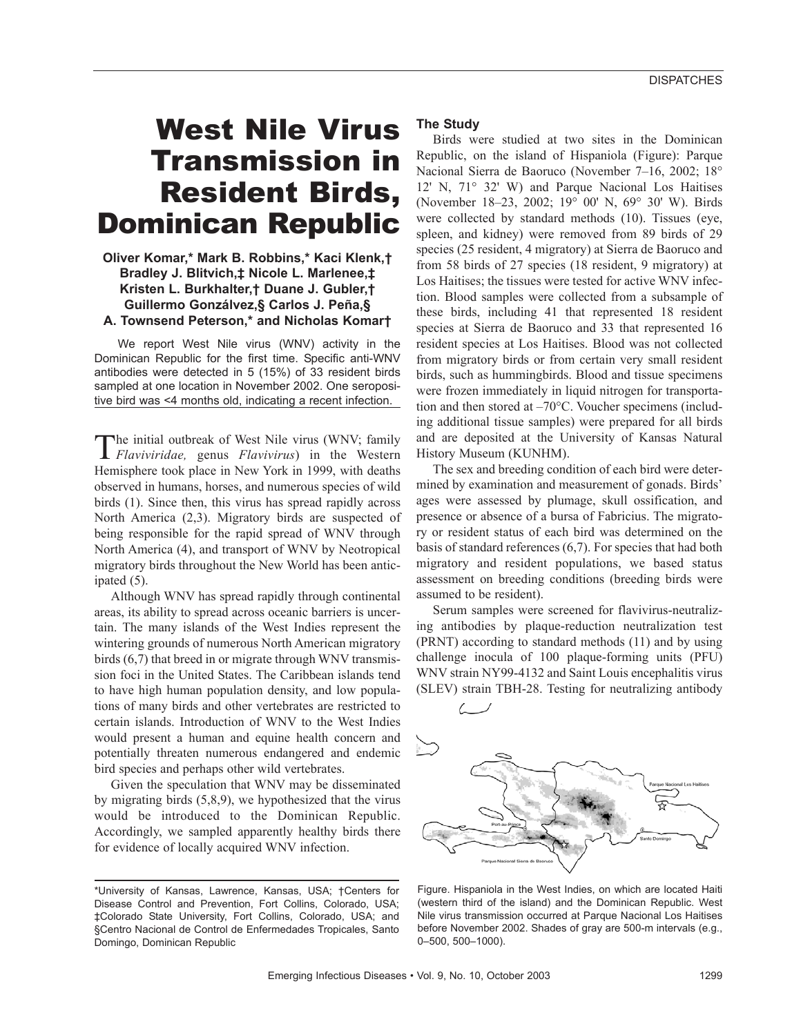DISPATCHES

# West Nile Virus Transmission in Resident Birds, Dominican Republic

**Oliver Komar,\* Mark B. Robbins,\* Kaci Klenk,† Bradley J. Blitvich,‡ Nicole L. Marlenee,‡ Kristen L. Burkhalter,† Duane J. Gubler,† Guillermo Gonzálvez,§ Carlos J. Peña,§ A. Townsend Peterson,\* and Nicholas Komar†**

We report West Nile virus (WNV) activity in the Dominican Republic for the first time. Specific anti-WNV antibodies were detected in 5 (15%) of 33 resident birds sampled at one location in November 2002. One seropositive bird was <4 months old, indicating a recent infection.

The initial outbreak of West Nile virus (WNV; family *Flaviviridae,* genus *Flavivirus*) in the Western Hemisphere took place in New York in 1999, with deaths observed in humans, horses, and numerous species of wild birds (1). Since then, this virus has spread rapidly across North America (2,3). Migratory birds are suspected of being responsible for the rapid spread of WNV through North America (4), and transport of WNV by Neotropical migratory birds throughout the New World has been anticipated (5).

Although WNV has spread rapidly through continental areas, its ability to spread across oceanic barriers is uncertain. The many islands of the West Indies represent the wintering grounds of numerous North American migratory birds (6,7) that breed in or migrate through WNV transmission foci in the United States. The Caribbean islands tend to have high human population density, and low populations of many birds and other vertebrates are restricted to certain islands. Introduction of WNV to the West Indies would present a human and equine health concern and potentially threaten numerous endangered and endemic bird species and perhaps other wild vertebrates.

Given the speculation that WNV may be disseminated by migrating birds (5,8,9), we hypothesized that the virus would be introduced to the Dominican Republic. Accordingly, we sampled apparently healthy birds there for evidence of locally acquired WNV infection.

\*University of Kansas, Lawrence, Kansas, USA; †Centers for Disease Control and Prevention, Fort Collins, Colorado, USA; ‡Colorado State University, Fort Collins, Colorado, USA; and §Centro Nacional de Control de Enfermedades Tropicales, Santo Domingo, Dominican Republic

## The Study

Birds were studied at two sites in the Dominican Republic, on the island of Hispaniola (Figure): Parque Nacional Sierra de Baoruco (November 7–16, 2002; 18° 12' N, 71° 32' W) and Parque Nacional Los Haitises (November 18–23, 2002; 19° 00' N, 69° 30' W). Birds were collected by standard methods (10). Tissues (eye, spleen, and kidney) were removed from 89 birds of 29 species (25 resident, 4 migratory) at Sierra de Baoruco and from 58 birds of 27 species (18 resident, 9 migratory) at Los Haitises; the tissues were tested for active WNV infection. Blood samples were collected from a subsample of these birds, including 41 that represented 18 resident species at Sierra de Baoruco and 33 that represented 16 resident species at Los Haitises. Blood was not collected from migratory birds or from certain very small resident birds, such as hummingbirds. Blood and tissue specimens were frozen immediately in liquid nitrogen for transportation and then stored at –70°C. Voucher specimens (including additional tissue samples) were prepared for all birds and are deposited at the University of Kansas Natural History Museum (KUNHM).

The sex and breeding condition of each bird were determined by examination and measurement of gonads. Birds' ages were assessed by plumage, skull ossification, and presence or absence of a bursa of Fabricius. The migratory or resident status of each bird was determined on the basis of standard references (6,7). For species that had both migratory and resident populations, we based status assessment on breeding conditions (breeding birds were assumed to be resident).

Serum samples were screened for flavivirus-neutralizing antibodies by plaque-reduction neutralization test (PRNT) according to standard methods (11) and by using challenge inocula of 100 plaque-forming units (PFU) WNV strain NY99-4132 and Saint Louis encephalitis virus (SLEV) strain TBH-28. Testing for neutralizing antibody

Figure. Hispaniola in the West Indies, on which are located Haiti (western third of the island) and the Dominican Republic. West Nile virus transmission occurred at Parque Nacional Los Haitises before November 2002. Shades of gray are 500-m intervals (e.g., 0–500, 500–1000).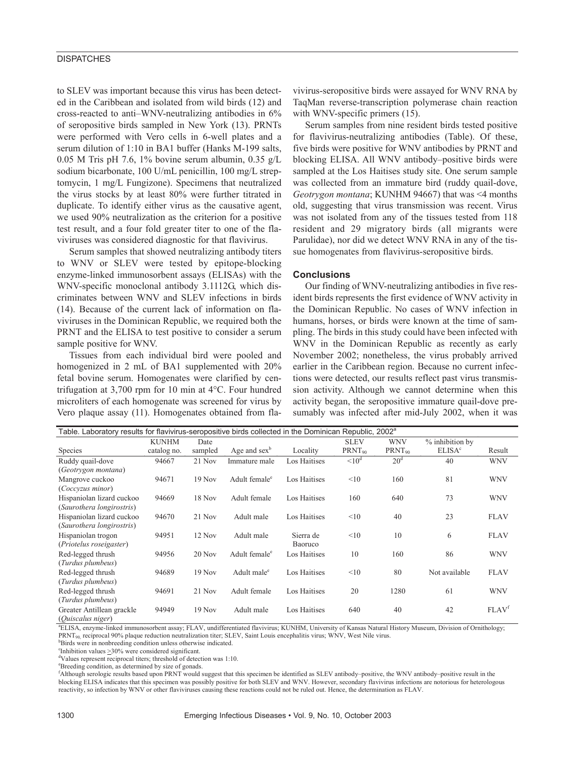to SLEV was important because this virus has been detected in the Caribbean and isolated from wild birds (12) and cross-reacted to anti–WNV-neutralizing antibodies in 6% of seropositive birds sampled in New York (13). PRNTs were performed with Vero cells in 6-well plates and a serum dilution of 1:10 in BA1 buffer (Hanks M-199 salts, 0.05 M Tris pH 7.6, 1% bovine serum albumin, 0.35 g/L sodium bicarbonate, 100 U/mL penicillin, 100 mg/L streptomycin, 1 mg/L Fungizone). Specimens that neutralized the virus stocks by at least 80% were further titrated in duplicate. To identify either virus as the causative agent, we used 90% neutralization as the criterion for a positive test result, and a four fold greater titer to one of the flaviviruses was considered diagnostic for that flavivirus.

Serum samples that showed neutralizing antibody titers to WNV or SLEV were tested by epitope-blocking enzyme-linked immunosorbent assays (ELISAs) with the WNV-specific monoclonal antibody 3.1112G, which discriminates between WNV and SLEV infections in birds (14). Because of the current lack of information on flaviviruses in the Dominican Republic, we required both the PRNT and the ELISA to test positive to consider a serum sample positive for WNV.

Tissues from each individual bird were pooled and homogenized in 2 mL of BA1 supplemented with 20% fetal bovine serum. Homogenates were clarified by centrifugation at 3,700 rpm for 10 min at 4°C. Four hundred microliters of each homogenate was screened for virus by Vero plaque assay (11). Homogenates obtained from flavivirus-seropositive birds were assayed for WNV RNA by TaqMan reverse-transcription polymerase chain reaction with WNV-specific primers (15).

Serum samples from nine resident birds tested positive for flavivirus-neutralizing antibodies (Table). Of these, five birds were positive for WNV antibodies by PRNT and blocking ELISA. All WNV antibody–positive birds were sampled at the Los Haitises study site. One serum sample was collected from an immature bird (ruddy quail-dove, *Geotrygon montana*; KUNHM 94667) that was <4 months old, suggesting that virus transmission was recent. Virus was not isolated from any of the tissues tested from 118 resident and 29 migratory birds (all migrants were Parulidae), nor did we detect WNV RNA in any of the tissue homogenates from flavivirus-seropositive birds.

## Conclusions

Our finding of WNV-neutralizing antibodies in five resident birds represents the first evidence of WNV activity in the Dominican Republic. No cases of WNV infection in humans, horses, or birds were known at the time of sampling. The birds in this study could have been infected with WNV in the Dominican Republic as recently as early November 2002; nonetheless, the virus probably arrived earlier in the Caribbean region. Because no current infections were detected, our results reflect past virus transmission activity. Although we cannot determine when this activity began, the seropositive immature quail-dove presumably was infected after mid-July 2002, when it was

Table. Laboratory results for flavivirus-seropositive birds collected in the Dominican Republic, 2002[a]

| Species | KUNHM catalog no. | Date sampled | Age and sex[b] | Locality | SLEV $PRNT_{90}$ | WNV $PRNT_{90}$ | % inhibition by ELISA[c] | Result |
|---|---|---|---|---|---|---|---|---|
| Ruddy quail-dove (*Geotrygon montana*) | 94667 | 21 Nov | Immature male | Los Haitises | <10[d] | 20[d] | 40 | WNV |
| Mangrove cuckoo (*Coccyzus minor*) | 94671 | 19 Nov | Adult female[e] | Los Haitises | <10 | 160 | 81 | WNV |
| Hispaniolan lizard cuckoo (*Saurothera longirostris*) | 94669 | 18 Nov | Adult female | Los Haitises | 160 | 640 | 73 | WNV |
| Hispaniolan lizard cuckoo (*Saurothera longirostris*) | 94670 | 21 Nov | Adult male | Los Haitises | <10 | 40 | 23 | FLAV |
| Hispaniolan trogon (*Priotelus roseigaster*) | 94951 | 12 Nov | Adult male | Sierra de Baoruco | <10 | 10 | 6 | FLAV |
| Red-legged thrush (*Turdus plumbeus*) | 94956 | 20 Nov | Adult female[e] | Los Haitises | 10 | 160 | 86 | WNV |
| Red-legged thrush (*Turdus plumbeus*) | 94689 | 19 Nov | Adult male[e] | Los Haitises | <10 | 80 | Not available | FLAV |
| Red-legged thrush (*Turdus plumbeus*) | 94691 | 21 Nov | Adult female | Los Haitises | 20 | 1280 | 61 | WNV |
| Greater Antillean grackle (*Quiscalus niger*) | 94949 | 19 Nov | Adult male | Los Haitises | 640 | 40 | 42 | FLAV[f] |

[a]ELISA, enzyme-linked immunosorbent assay; FLAV, undifferentiated flavivirus; KUNHM, University of Kansas Natural History Museum, Division of Ornithology; $PRNT_{90}$, reciprocal 90% plaque reduction neutralization titer; SLEV, Saint Louis encephalitis virus; WNV, West Nile virus.
[b]Birds were in nonbreeding condition unless otherwise indicated.
[c]Inhibition values ≥30% were considered significant.
[d]Values represent reciprocal titers; threshold of detection was 1:10.
[e]Breeding condition, as determined by size of gonads.
[f]Although serologic results based upon PRNT would suggest that this specimen be identified as SLEV antibody–positive, the WNV antibody–positive result in the blocking ELISA indicates that this specimen was possibly positive for both SLEV and WNV. However, secondary flavivirus infections are notorious for heterologous reactivity, so infection by WNV or other flaviviruses causing these reactions could not be ruled out. Hence, the determination as FLAV.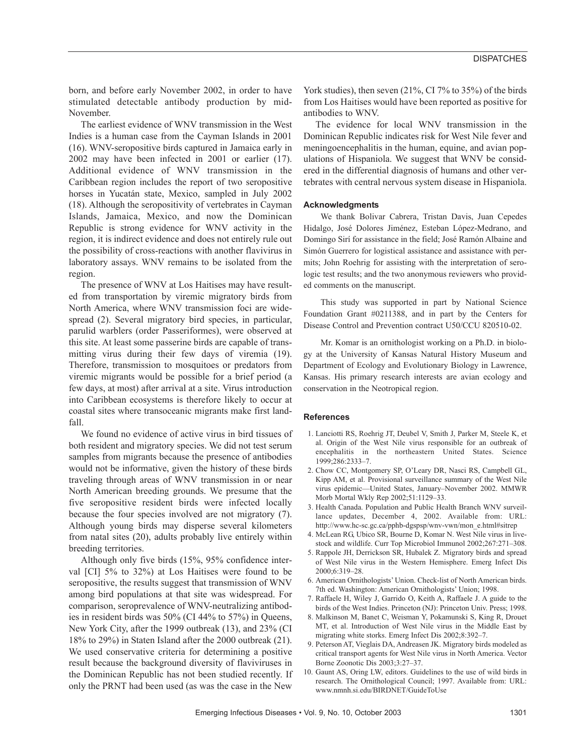born, and before early November 2002, in order to have stimulated detectable antibody production by mid-November.

The earliest evidence of WNV transmission in the West Indies is a human case from the Cayman Islands in 2001 (16). WNV-seropositive birds captured in Jamaica early in 2002 may have been infected in 2001 or earlier (17). Additional evidence of WNV transmission in the Caribbean region includes the report of two seropositive horses in Yucatán state, Mexico, sampled in July 2002 (18). Although the seropositivity of vertebrates in Cayman Islands, Jamaica, Mexico, and now the Dominican Republic is strong evidence for WNV activity in the region, it is indirect evidence and does not entirely rule out the possibility of cross-reactions with another flavivirus in laboratory assays. WNV remains to be isolated from the region.

The presence of WNV at Los Haitises may have resulted from transportation by viremic migratory birds from North America, where WNV transmission foci are widespread (2). Several migratory bird species, in particular, parulid warblers (order Passeriformes), were observed at this site. At least some passerine birds are capable of transmitting virus during their few days of viremia (19). Therefore, transmission to mosquitoes or predators from viremic migrants would be possible for a brief period (a few days, at most) after arrival at a site. Virus introduction into Caribbean ecosystems is therefore likely to occur at coastal sites where transoceanic migrants make first landfall.

We found no evidence of active virus in bird tissues of both resident and migratory species. We did not test serum samples from migrants because the presence of antibodies would not be informative, given the history of these birds traveling through areas of WNV transmission in or near North American breeding grounds. We presume that the five seropositive resident birds were infected locally because the four species involved are not migratory (7). Although young birds may disperse several kilometers from natal sites (20), adults probably live entirely within breeding territories.

Although only five birds (15%, 95% confidence interval [CI] 5% to 32%) at Los Haitises were found to be seropositive, the results suggest that transmission of WNV among bird populations at that site was widespread. For comparison, seroprevalence of WNV-neutralizing antibodies in resident birds was 50% (CI 44% to 57%) in Queens, New York City, after the 1999 outbreak (13), and 23% (CI 18% to 29%) in Staten Island after the 2000 outbreak (21). We used conservative criteria for determining a positive result because the background diversity of flaviviruses in the Dominican Republic has not been studied recently. If only the PRNT had been used (as was the case in the New York studies), then seven (21%, CI 7% to 35%) of the birds from Los Haitises would have been reported as positive for antibodies to WNV.

The evidence for local WNV transmission in the Dominican Republic indicates risk for West Nile fever and meningoencephalitis in the human, equine, and avian populations of Hispaniola. We suggest that WNV be considered in the differential diagnosis of humans and other vertebrates with central nervous system disease in Hispaniola.

### Acknowledgments

We thank Bolivar Cabrera, Tristan Davis, Juan Cepedes Hidalgo, José Dolores Jiménez, Esteban López-Medrano, and Domingo Sirí for assistance in the field; José Ramón Albaine and Simón Guerrero for logistical assistance and assistance with permits; John Roehrig for assisting with the interpretation of serologic test results; and the two anonymous reviewers who provided comments on the manuscript.

This study was supported in part by National Science Foundation Grant #0211388, and in part by the Centers for Disease Control and Prevention contract U50/CCU 820510-02.

Mr. Komar is an ornithologist working on a Ph.D. in biology at the University of Kansas Natural History Museum and Department of Ecology and Evolutionary Biology in Lawrence, Kansas. His primary research interests are avian ecology and conservation in the Neotropical region.

### References

1. Lanciotti RS, Roehrig JT, Deubel V, Smith J, Parker M, Steele K, et al. Origin of the West Nile virus responsible for an outbreak of encephalitis in the northeastern United States. Science 1999;286:2333–7.
2. Chow CC, Montgomery SP, O'Leary DR, Nasci RS, Campbell GL, Kipp AM, et al. Provisional surveillance summary of the West Nile virus epidemic—United States, January–November 2002. MMWR Morb Mortal Wkly Rep 2002;51:1129–33.
3. Health Canada. Population and Public Health Branch WNV surveillance updates, December 4, 2002. Available from: URL: http://www.hc-sc.gc.ca/pphb-dgspsp/wnv-vwn/mon_e.html#sitrep
4. McLean RG, Ubico SR, Bourne D, Komar N. West Nile virus in livestock and wildlife. Curr Top Microbiol Immunol 2002;267:271–308.
5. Rappole JH, Derrickson SR, Hubalek Z. Migratory birds and spread of West Nile virus in the Western Hemisphere. Emerg Infect Dis 2000;6:319–28.
6. American Ornithologists' Union. Check-list of North American birds. 7th ed. Washington: American Ornithologists' Union; 1998.
7. Raffaele H, Wiley J, Garrido O, Keith A, Raffaele J. A guide to the birds of the West Indies. Princeton (NJ): Princeton Univ. Press; 1998.
8. Malkinson M, Banet C, Weisman Y, Pokamunski S, King R, Drouet MT, et al. Introduction of West Nile virus in the Middle East by migrating white storks. Emerg Infect Dis 2002;8:392–7.
9. Peterson AT, Vieglais DA, Andreasen JK. Migratory birds modeled as critical transport agents for West Nile virus in North America. Vector Borne Zoonotic Dis 2003;3:27–37.
10. Gaunt AS, Oring LW, editors. Guidelines to the use of wild birds in research. The Ornithological Council; 1997. Available from: URL: www.nmnh.si.edu/BIRDNET/GuideToUse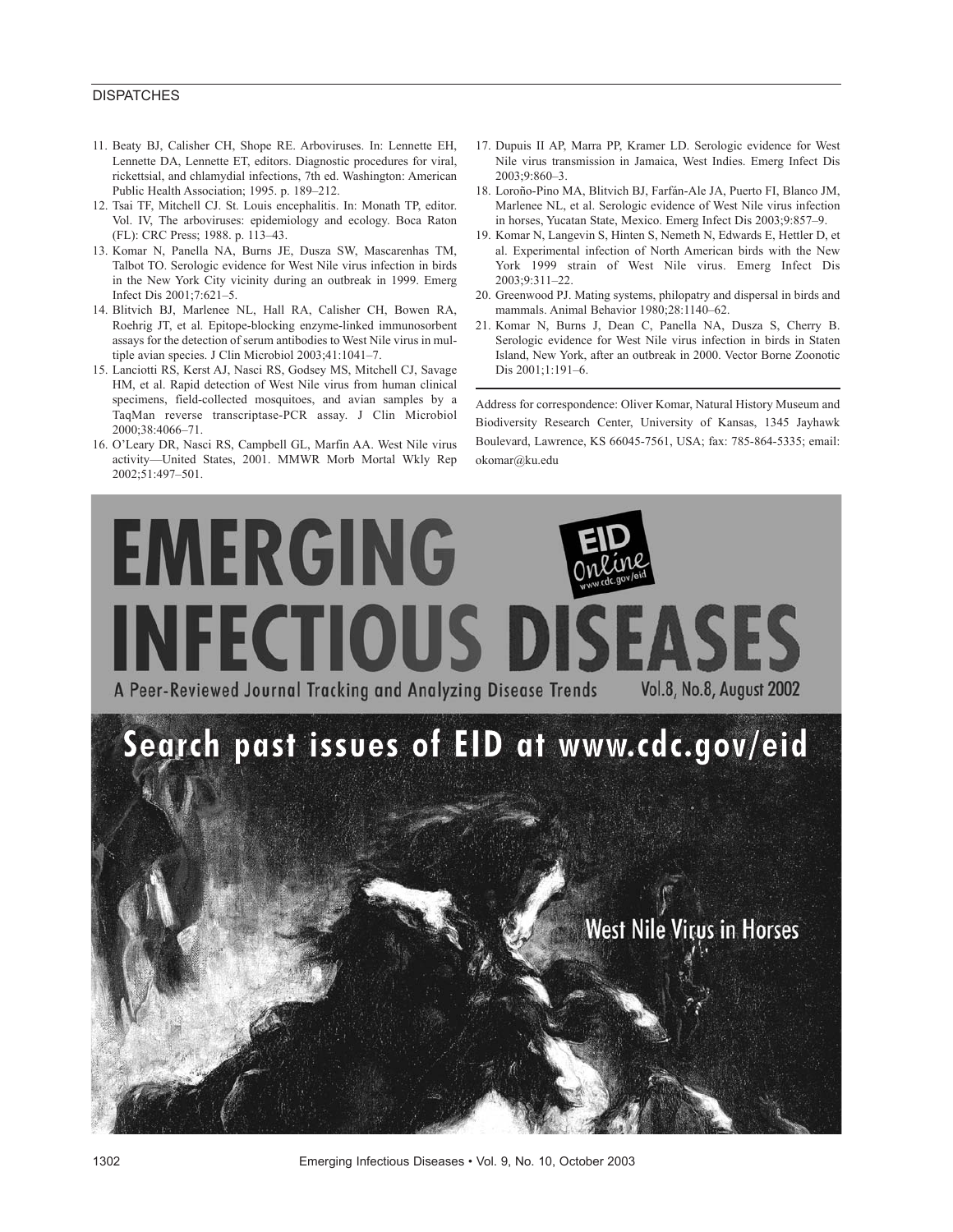11. Beaty BJ, Calisher CH, Shope RE. Arboviruses. In: Lennette EH, Lennette DA, Lennette ET, editors. Diagnostic procedures for viral, rickettsial, and chlamydial infections, 7th ed. Washington: American Public Health Association; 1995. p. 189–212.
12. Tsai TF, Mitchell CJ. St. Louis encephalitis. In: Monath TP, editor. Vol. IV, The arboviruses: epidemiology and ecology. Boca Raton (FL): CRC Press; 1988. p. 113–43.
13. Komar N, Panella NA, Burns JE, Dusza SW, Mascarenhas TM, Talbot TO. Serologic evidence for West Nile virus infection in birds in the New York City vicinity during an outbreak in 1999. Emerg Infect Dis 2001;7:621–5.
14. Blitvich BJ, Marlenee NL, Hall RA, Calisher CH, Bowen RA, Roehrig JT, et al. Epitope-blocking enzyme-linked immunosorbent assays for the detection of serum antibodies to West Nile virus in multiple avian species. J Clin Microbiol 2003;41:1041–7.
15. Lanciotti RS, Kerst AJ, Nasci RS, Godsey MS, Mitchell CJ, Savage HM, et al. Rapid detection of West Nile virus from human clinical specimens, field-collected mosquitoes, and avian samples by a TaqMan reverse transcriptase-PCR assay. J Clin Microbiol 2000;38:4066–71.
16. O'Leary DR, Nasci RS, Campbell GL, Marfin AA. West Nile virus activity—United States, 2001. MMWR Morb Mortal Wkly Rep 2002;51:497–501.
17. Dupuis II AP, Marra PP, Kramer LD. Serologic evidence for West Nile virus transmission in Jamaica, West Indies. Emerg Infect Dis 2003;9:860–3.
18. Loroño-Pino MA, Blitvich BJ, Farfán-Ale JA, Puerto FI, Blanco JM, Marlenee NL, et al. Serologic evidence of West Nile virus infection in horses, Yucatan State, Mexico. Emerg Infect Dis 2003;9:857–9.
19. Komar N, Langevin S, Hinten S, Nemeth N, Edwards E, Hettler D, et al. Experimental infection of North American birds with the New York 1999 strain of West Nile virus. Emerg Infect Dis 2003;9:311–22.
20. Greenwood PJ. Mating systems, philopatry and dispersal in birds and mammals. Animal Behavior 1980;28:1140–62.
21. Komar N, Burns J, Dean C, Panella NA, Dusza S, Cherry B. Serologic evidence for West Nile virus infection in birds in Staten Island, New York, after an outbreak in 2000. Vector Borne Zoonotic Dis 2001;1:191–6.

Address for correspondence: Oliver Komar, Natural History Museum and Biodiversity Research Center, University of Kansas, 1345 Jayhawk Boulevard, Lawrence, KS 66045-7561, USA; fax: 785-864-5335; email: okomar@ku.edu

EMERGING INFECTIOUS DISEASES

A Peer-Reviewed Journal Tracking and Analyzing Disease Trends Vol.8, No.8, August 2002

EID Online www.cdc.gov/eid

Search past issues of EID at www.cdc.gov/eid

West Nile Virus in Horses